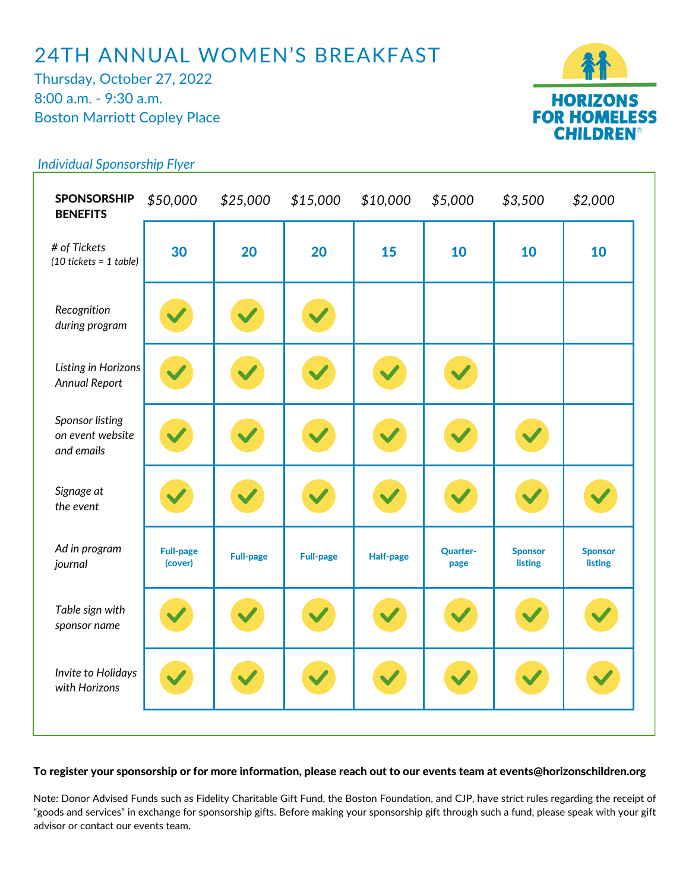# 24TH ANNUAL WOMEN'S BREAKFAST

Thursday, October 27, 2022
8:00 a.m. - 9:30 a.m.
Boston Marriott Copley Place

HORIZONS FOR HOMELESS CHILDREN®

*Individual Sponsorship Flyer*

| **SPONSORSHIP BENEFITS** | *$50,000* | *$25,000* | *$15,000* | *$10,000* | *$5,000* | *$3,500* | *$2,000* |
|---|---|---|---|---|---|---|---|
| *# of Tickets (10 tickets = 1 table)* | **30** | **20** | **20** | **15** | **10** | **10** | **10** |
| *Recognition during program* | ✓ | ✓ | ✓ | | | | |
| *Listing in Horizons Annual Report* | ✓ | ✓ | ✓ | ✓ | ✓ | | |
| *Sponsor listing on event website and emails* | ✓ | ✓ | ✓ | ✓ | ✓ | ✓ | |
| *Signage at the event* | ✓ | ✓ | ✓ | ✓ | ✓ | ✓ | ✓ |
| *Ad in program journal* | **Full-page (cover)** | **Full-page** | **Full-page** | **Half-page** | **Quarter-page** | **Sponsor listing** | **Sponsor listing** |
| *Table sign with sponsor name* | ✓ | ✓ | ✓ | ✓ | ✓ | ✓ | ✓ |
| *Invite to Holidays with Horizons* | ✓ | ✓ | ✓ | ✓ | ✓ | ✓ | ✓ |

**To register your sponsorship or for more information, please reach out to our events team at events@horizonschildren.org**

Note: Donor Advised Funds such as Fidelity Charitable Gift Fund, the Boston Foundation, and CJP, have strict rules regarding the receipt of "goods and services" in exchange for sponsorship gifts. Before making your sponsorship gift through such a fund, please speak with your gift advisor or contact our events team.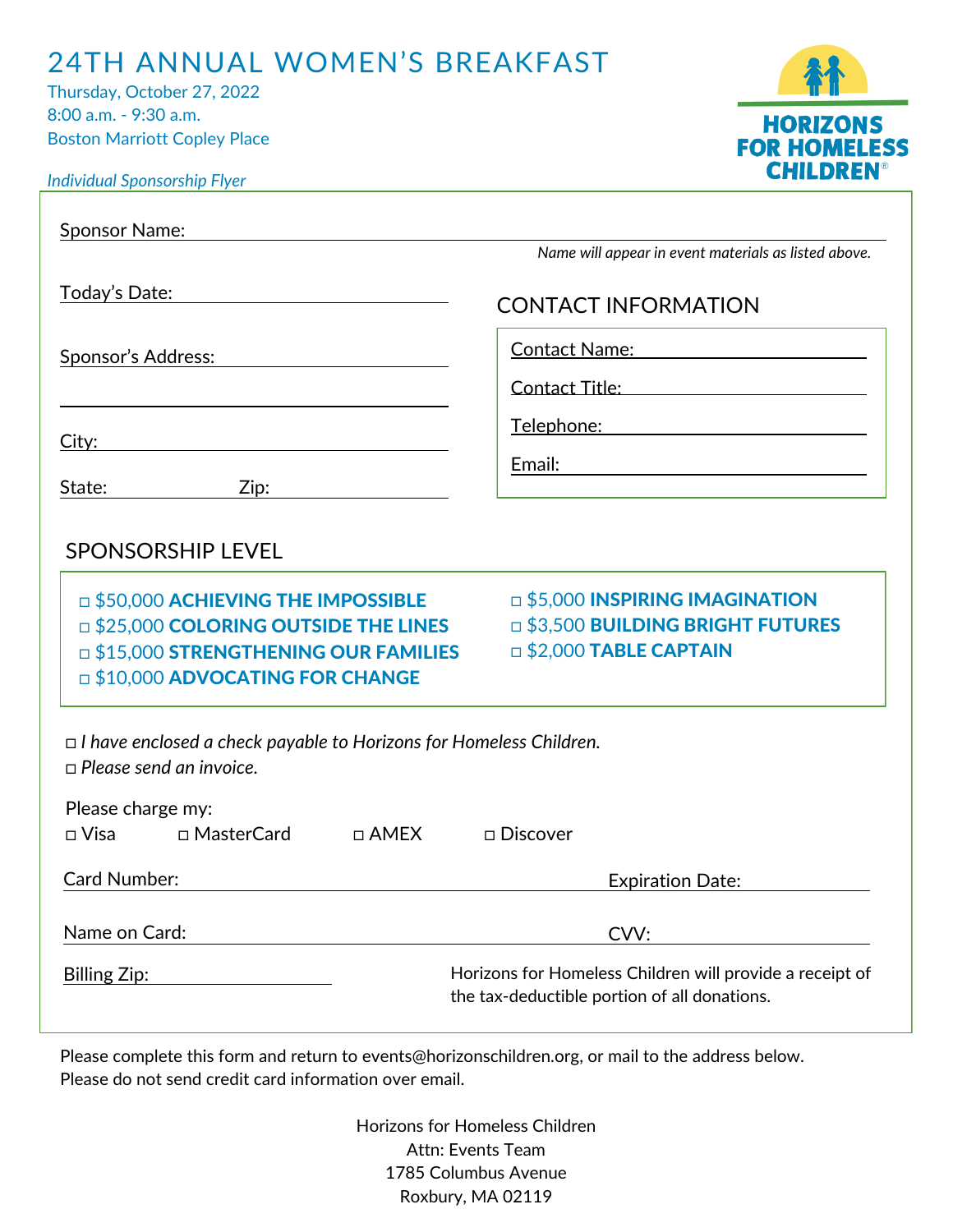# 24TH ANNUAL WOMEN'S BREAKFAST

Thursday, October 27, 2022
8:00 a.m. - 9:30 a.m.
Boston Marriott Copley Place

HORIZONS FOR HOMELESS CHILDREN®

*Individual Sponsorship Flyer*

Sponsor Name: ______________________________

*Name will appear in event materials as listed above.*

Today's Date: ______________________________

Sponsor's Address: ______________________________

______________________________

City: ______________________________

State: ______________ Zip: ______________

## CONTACT INFORMATION

Contact Name: ______________________________

Contact Title: ______________________________

Telephone: ______________________________

Email: ______________________________

## SPONSORSHIP LEVEL

- ◻ $50,000 **ACHIEVING THE IMPOSSIBLE**
- ◻ $25,000 **COLORING OUTSIDE THE LINES**
- ◻ $15,000 **STRENGTHENING OUR FAMILIES**
- ◻ $10,000 **ADVOCATING FOR CHANGE**
- ◻ $5,000 **INSPIRING IMAGINATION**
- ◻ $3,500 **BUILDING BRIGHT FUTURES**
- ◻ $2,000 **TABLE CAPTAIN**

◻ *I have enclosed a check payable to Horizons for Homeless Children.*
◻ *Please send an invoice.*

Please charge my:
◻ Visa ◻ MasterCard ◻ AMEX ◻ Discover

Card Number: ______________________________ Expiration Date: ______________

Name on Card: ______________________________ CVV: ______________

Billing Zip: ______________

Horizons for Homeless Children will provide a receipt of the tax-deductible portion of all donations.

Please complete this form and return to events@horizonschildren.org, or mail to the address below.
Please do not send credit card information over email.

Horizons for Homeless Children
Attn: Events Team
1785 Columbus Avenue
Roxbury, MA 02119